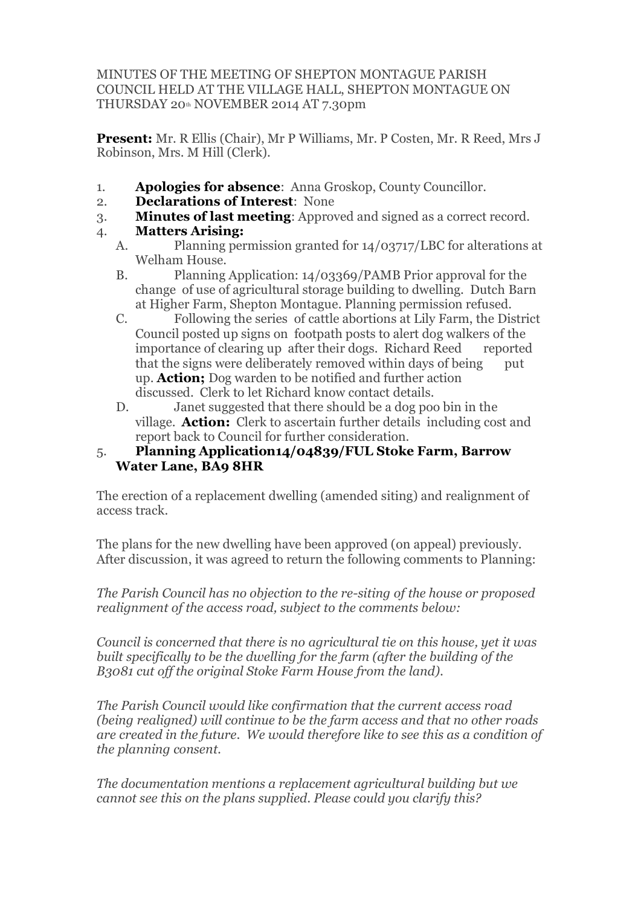MINUTES OF THE MEETING OF SHEPTON MONTAGUE PARISH COUNCIL HELD AT THE VILLAGE HALL, SHEPTON MONTAGUE ON THURSDAY 20th NOVEMBER 2014 AT 7.30pm

**Present:** Mr. R Ellis (Chair), Mr P Williams, Mr. P Costen, Mr. R Reed, Mrs J Robinson, Mrs. M Hill (Clerk).

1. **Apologies for absence**: Anna Groskop, County Councillor.
2. **Declarations of Interest**: None
3. **Minutes of last meeting**: Approved and signed as a correct record.
4. **Matters Arising:**
   A. Planning permission granted for 14/03717/LBC for alterations at Welham House.
   B. Planning Application: 14/03369/PAMB Prior approval for the change of use of agricultural storage building to dwelling. Dutch Barn at Higher Farm, Shepton Montague. Planning permission refused.
   C. Following the series of cattle abortions at Lily Farm, the District Council posted up signs on footpath posts to alert dog walkers of the importance of clearing up after their dogs. Richard Reed reported that the signs were deliberately removed within days of being put up. **Action;** Dog warden to be notified and further action discussed. Clerk to let Richard know contact details.
   D. Janet suggested that there should be a dog poo bin in the village. **Action:** Clerk to ascertain further details including cost and report back to Council for further consideration.
5. **Planning Application14/04839/FUL Stoke Farm, Barrow Water Lane, BA9 8HR**

The erection of a replacement dwelling (amended siting) and realignment of access track.

The plans for the new dwelling have been approved (on appeal) previously. After discussion, it was agreed to return the following comments to Planning:

*The Parish Council has no objection to the re-siting of the house or proposed realignment of the access road, subject to the comments below:*

*Council is concerned that there is no agricultural tie on this house, yet it was built specifically to be the dwelling for the farm (after the building of the B3081 cut off the original Stoke Farm House from the land).*

*The Parish Council would like confirmation that the current access road (being realigned) will continue to be the farm access and that no other roads are created in the future. We would therefore like to see this as a condition of the planning consent.*

*The documentation mentions a replacement agricultural building but we cannot see this on the plans supplied. Please could you clarify this?*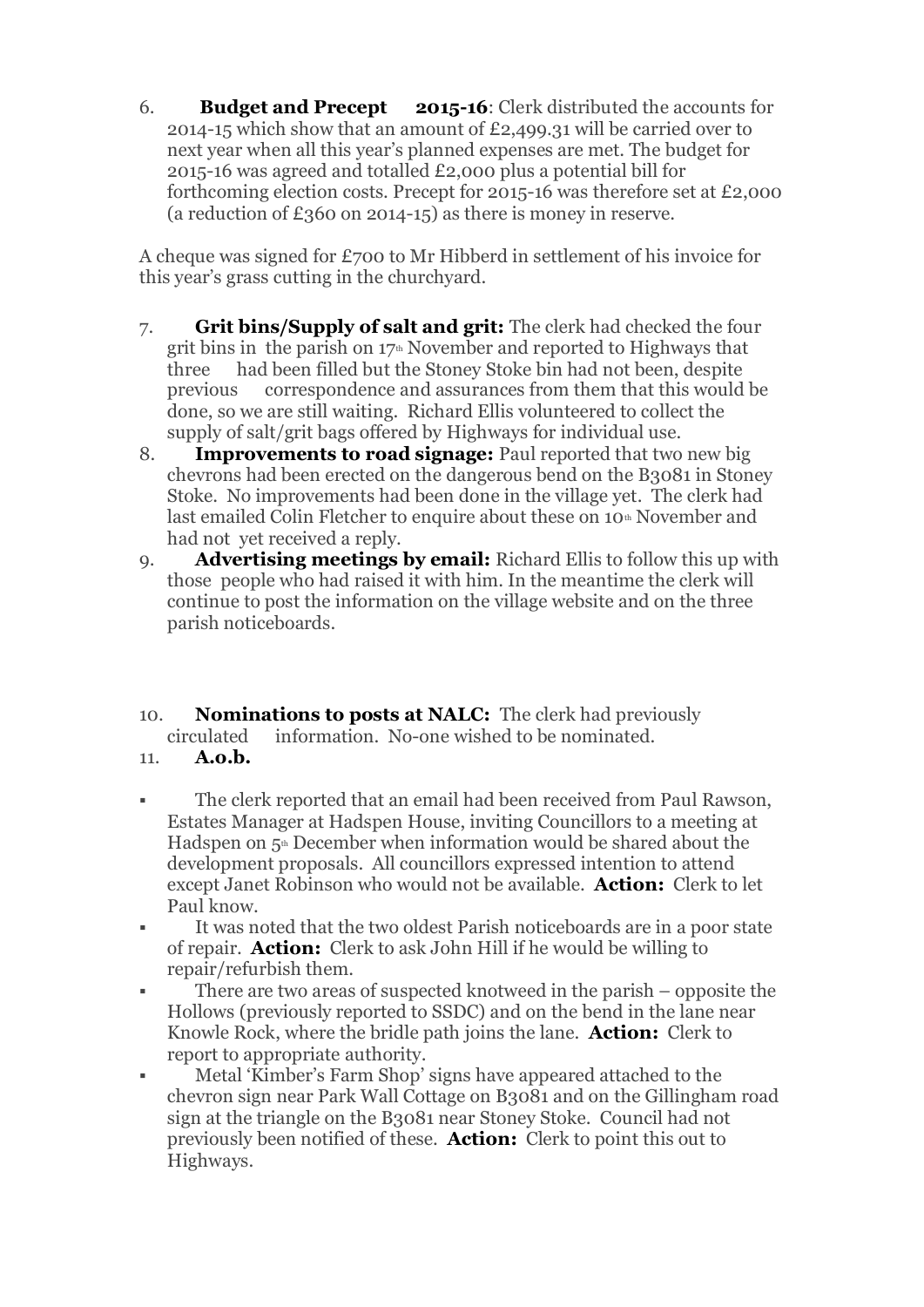6. **Budget and Precept 2015-16**: Clerk distributed the accounts for 2014-15 which show that an amount of £2,499.31 will be carried over to next year when all this year's planned expenses are met. The budget for 2015-16 was agreed and totalled £2,000 plus a potential bill for forthcoming election costs. Precept for 2015-16 was therefore set at £2,000 (a reduction of £360 on 2014-15) as there is money in reserve.

A cheque was signed for £700 to Mr Hibberd in settlement of his invoice for this year's grass cutting in the churchyard.

7. **Grit bins/Supply of salt and grit:** The clerk had checked the four grit bins in the parish on 17th November and reported to Highways that three had been filled but the Stoney Stoke bin had not been, despite previous correspondence and assurances from them that this would be done, so we are still waiting. Richard Ellis volunteered to collect the supply of salt/grit bags offered by Highways for individual use.
8. **Improvements to road signage:** Paul reported that two new big chevrons had been erected on the dangerous bend on the B3081 in Stoney Stoke. No improvements had been done in the village yet. The clerk had last emailed Colin Fletcher to enquire about these on 10th November and had not yet received a reply.
9. **Advertising meetings by email:** Richard Ellis to follow this up with those people who had raised it with him. In the meantime the clerk will continue to post the information on the village website and on the three parish noticeboards.

10. **Nominations to posts at NALC:** The clerk had previously circulated information. No-one wished to be nominated.
11. **A.o.b.**

- The clerk reported that an email had been received from Paul Rawson, Estates Manager at Hadspen House, inviting Councillors to a meeting at Hadspen on 5th December when information would be shared about the development proposals. All councillors expressed intention to attend except Janet Robinson who would not be available. **Action:** Clerk to let Paul know.
- It was noted that the two oldest Parish noticeboards are in a poor state of repair. **Action:** Clerk to ask John Hill if he would be willing to repair/refurbish them.
- There are two areas of suspected knotweed in the parish – opposite the Hollows (previously reported to SSDC) and on the bend in the lane near Knowle Rock, where the bridle path joins the lane. **Action:** Clerk to report to appropriate authority.
- Metal 'Kimber's Farm Shop' signs have appeared attached to the chevron sign near Park Wall Cottage on B3081 and on the Gillingham road sign at the triangle on the B3081 near Stoney Stoke. Council had not previously been notified of these. **Action:** Clerk to point this out to Highways.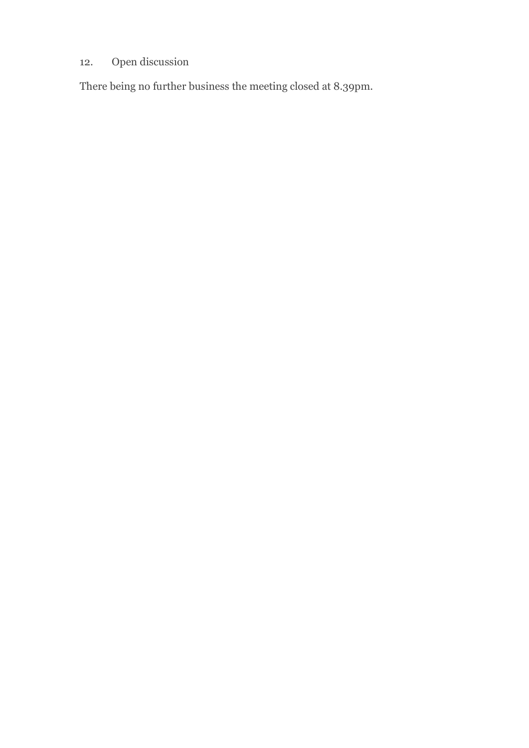12. Open discussion

There being no further business the meeting closed at 8.39pm.